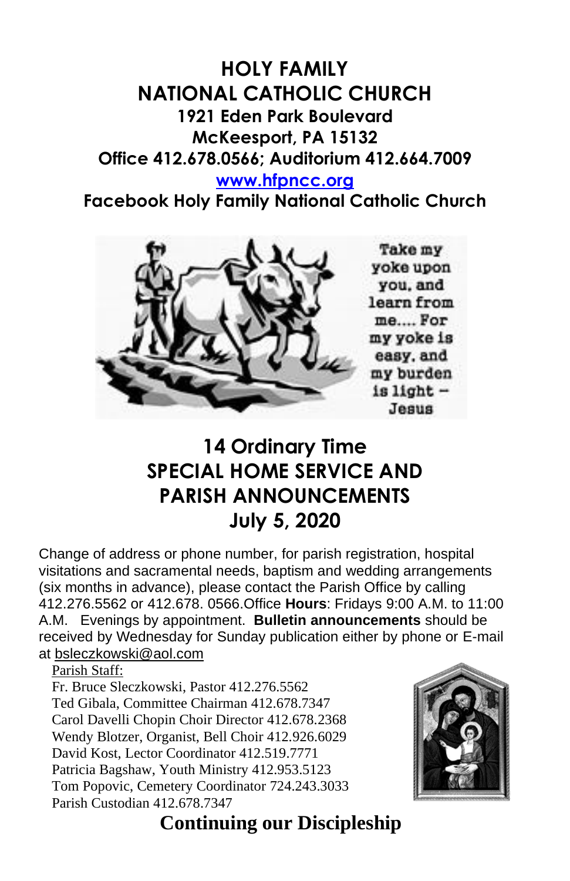# HOLY FAMILY NATIONAL CATHOLIC CHURCH

**1921 Eden Park Boulevard**
**McKeesport, PA 15132**
**Office 412.678.0566; Auditorium 412.664.7009**
**www.hfpncc.org**
**Facebook Holy Family National Catholic Church**

Take my yoke upon you, and learn from me.... For my yoke is easy, and my burden is light – Jesus

## 14 Ordinary Time
## SPECIAL HOME SERVICE AND PARISH ANNOUNCEMENTS
## July 5, 2020

Change of address or phone number, for parish registration, hospital visitations and sacramental needs, baptism and wedding arrangements (six months in advance), please contact the Parish Office by calling 412.276.5562 or 412.678. 0566.Office **Hours**: Fridays 9:00 A.M. to 11:00 A.M. Evenings by appointment. **Bulletin announcements** should be received by Wednesday for Sunday publication either by phone or E-mail at bsleczkowski@aol.com

Parish Staff:
Fr. Bruce Sleczkowski, Pastor 412.276.5562
Ted Gibala, Committee Chairman 412.678.7347
Carol Davelli Chopin Choir Director 412.678.2368
Wendy Blotzer, Organist, Bell Choir 412.926.6029
David Kost, Lector Coordinator 412.519.7771
Patricia Bagshaw, Youth Ministry 412.953.5123
Tom Popovic, Cemetery Coordinator 724.243.3033
Parish Custodian 412.678.7347

## Continuing our Discipleship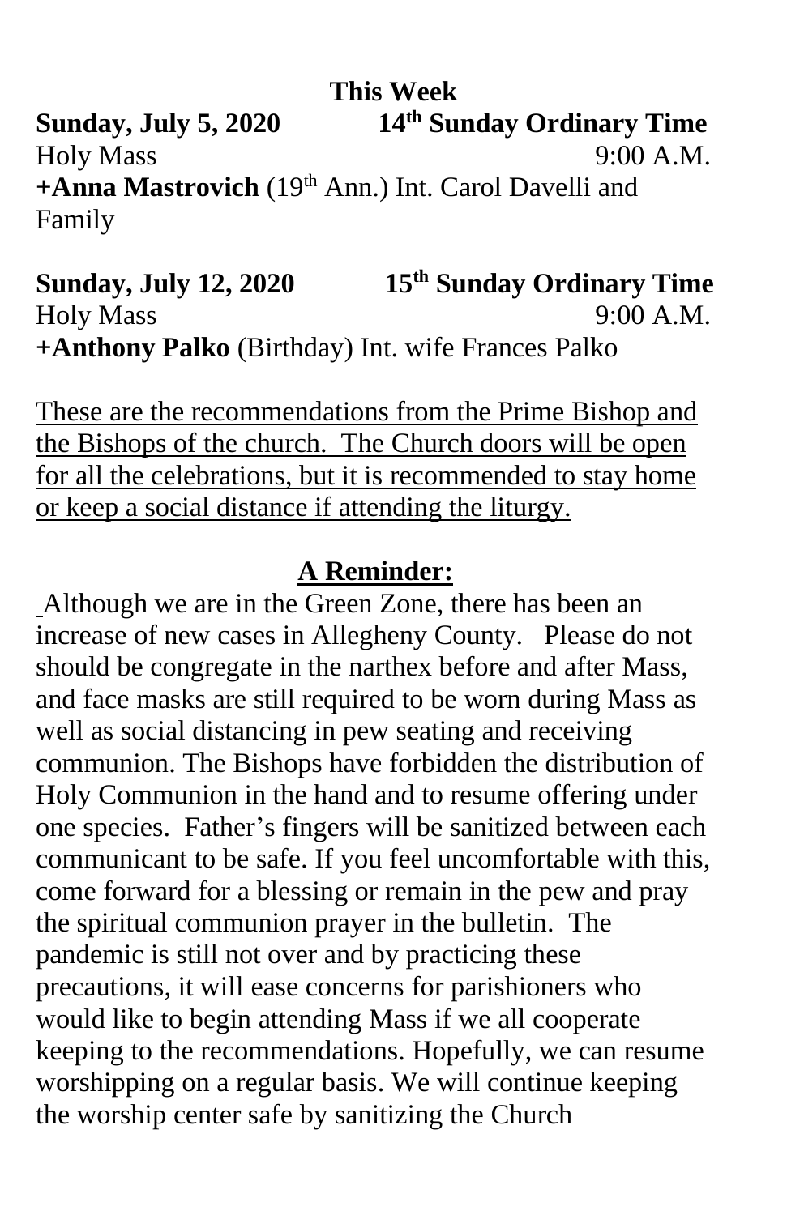**This Week**

**Sunday, July 5, 2020** **14th Sunday Ordinary Time**
Holy Mass 9:00 A.M.
**+Anna Mastrovich** (19th Ann.) Int. Carol Davelli and Family

**Sunday, July 12, 2020** **15th Sunday Ordinary Time**
Holy Mass 9:00 A.M.
**+Anthony Palko** (Birthday) Int. wife Frances Palko

These are the recommendations from the Prime Bishop and the Bishops of the church. The Church doors will be open for all the celebrations, but it is recommended to stay home or keep a social distance if attending the liturgy.

**A Reminder:**

Although we are in the Green Zone, there has been an increase of new cases in Allegheny County. Please do not should be congregate in the narthex before and after Mass, and face masks are still required to be worn during Mass as well as social distancing in pew seating and receiving communion. The Bishops have forbidden the distribution of Holy Communion in the hand and to resume offering under one species. Father's fingers will be sanitized between each communicant to be safe. If you feel uncomfortable with this, come forward for a blessing or remain in the pew and pray the spiritual communion prayer in the bulletin. The pandemic is still not over and by practicing these precautions, it will ease concerns for parishioners who would like to begin attending Mass if we all cooperate keeping to the recommendations. Hopefully, we can resume worshipping on a regular basis. We will continue keeping the worship center safe by sanitizing the Church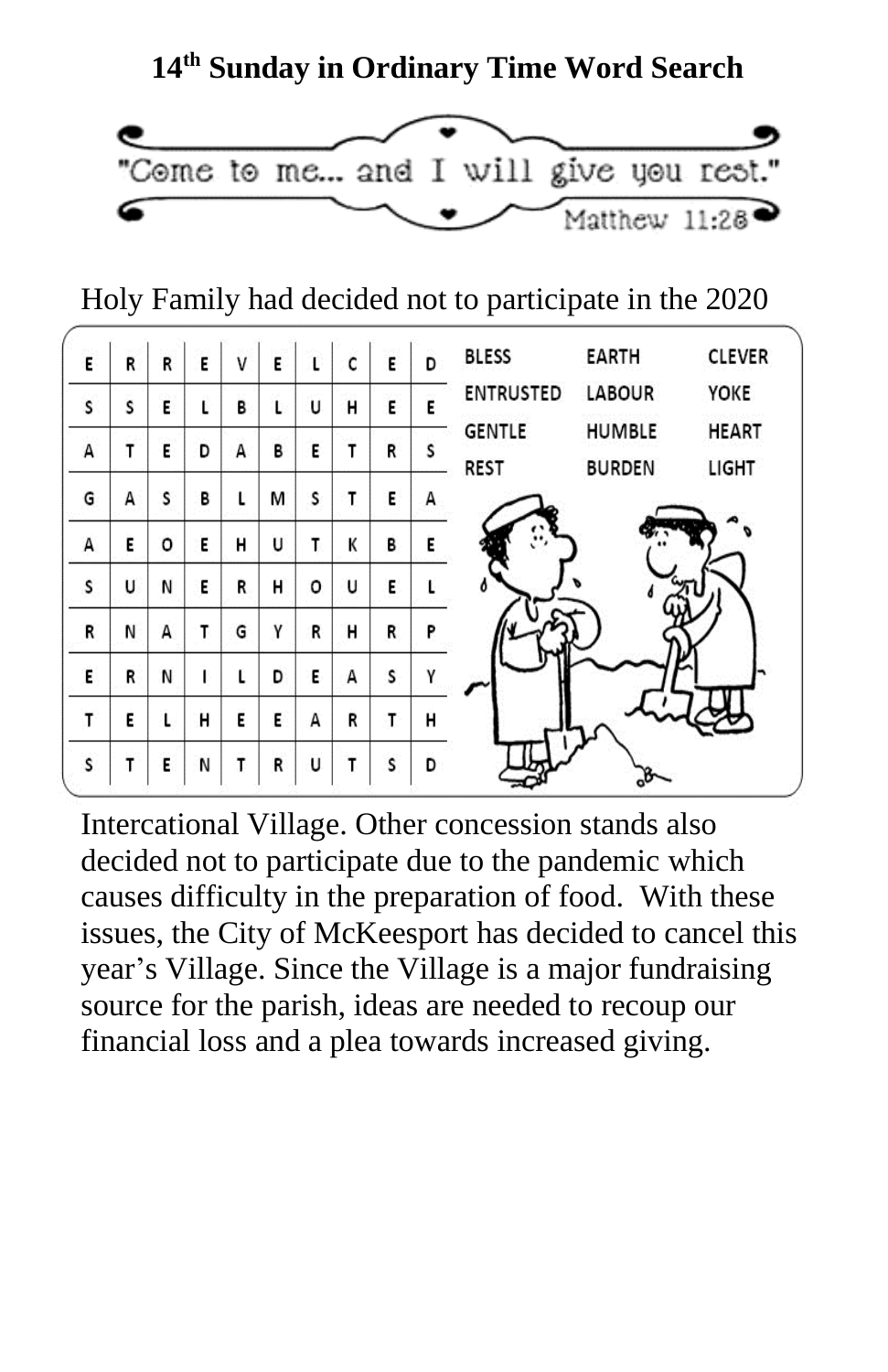# 14th Sunday in Ordinary Time Word Search

"Come to me... and I will give you rest."

Matthew 11:28

Holy Family had decided not to participate in the 2020

| | | | | | | | | | |
|---|---|---|---|---|---|---|---|---|---|
| E | R | R | E | V | E | L | C | E | D |
| S | S | E | L | B | L | U | H | E | E |
| A | T | E | D | A | B | E | T | R | S |
| G | A | S | B | L | M | S | T | E | A |
| A | E | O | E | H | U | T | K | B | E |
| S | U | N | E | R | H | O | U | E | L |
| R | N | A | T | G | Y | R | H | R | P |
| E | R | N | I | L | D | E | A | S | Y |
| T | E | L | H | E | E | A | R | T | H |
| S | T | E | N | T | R | U | T | S | D |

| | | |
|---|---|---|
| BLESS | EARTH | CLEVER |
| ENTRUSTED | LABOUR | YOKE |
| GENTLE | HUMBLE | HEART |
| REST | BURDEN | LIGHT |

Intercational Village. Other concession stands also decided not to participate due to the pandemic which causes difficulty in the preparation of food. With these issues, the City of McKeesport has decided to cancel this year's Village. Since the Village is a major fundraising source for the parish, ideas are needed to recoup our financial loss and a plea towards increased giving.